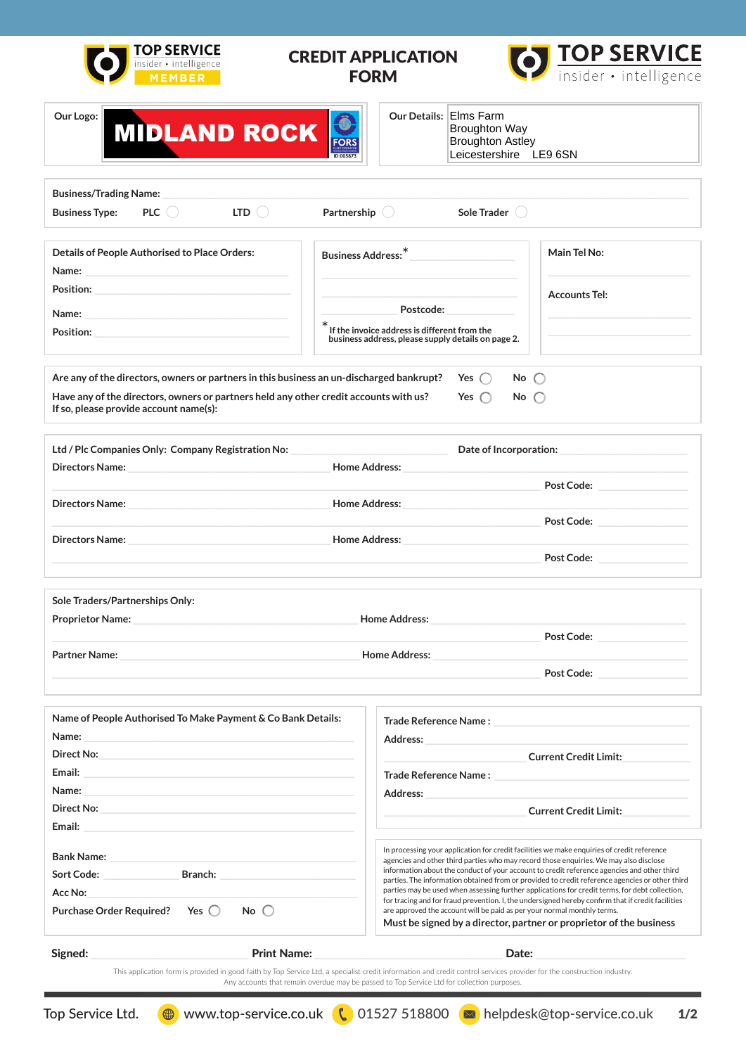TOP SERVICE insider • intelligence MEMBER

# CREDIT APPLICATION FORM

TOP SERVICE insider • intelligence

Our Logo: MIDLAND ROCK FORS ID:005873

Our Details: Elms Farm
Broughton Way
Broughton Astley
Leicestershire LE9 6SN

Business/Trading Name:

Business Type: PLC ◯ LTD ◯ Partnership ◯ Sole Trader ◯

**Details of People Authorised to Place Orders:**

Name:

Position:

Name:

Position:

Business Address:*

Postcode:

* If the invoice address is different from the business address, please supply details on page 2.

Main Tel No:

Accounts Tel:

Are any of the directors, owners or partners in this business an un-discharged bankrupt? Yes ◯ No ◯

Have any of the directors, owners or partners held any other credit accounts with us? Yes ◯ No ◯
If so, please provide account name(s):

Ltd / Plc Companies Only: Company Registration No: Date of Incorporation:

Directors Name: Home Address:
Post Code:

Directors Name: Home Address:
Post Code:

Directors Name: Home Address:
Post Code:

**Sole Traders/Partnerships Only:**

Proprietor Name: Home Address:
Post Code:

Partner Name: Home Address:
Post Code:

**Name of People Authorised To Make Payment & Co Bank Details:**

Name:

Direct No:

Email:

Name:

Direct No:

Email:

Bank Name:

Sort Code: Branch:

Acc No:

Purchase Order Required? Yes ◯ No ◯

Trade Reference Name :

Address:

Current Credit Limit:

Trade Reference Name :

Address:

Current Credit Limit:

In processing your application for credit facilities we make enquiries of credit reference agencies and other third parties who may record those enquiries. We may also disclose information about the conduct of your account to credit reference agencies and other third parties. The information obtained from or provided to credit reference agencies or other third parties may be used when assessing further applications for credit terms, for debt collection, for tracing and for fraud prevention. I, the undersigned hereby confirm that if credit facilities are approved the account will be paid as per your normal monthly terms.

**Must be signed by a director, partner or proprietor of the business**

**Signed:** **Print Name:** **Date:**

This application form is provided in good faith by Top Service Ltd, a specialist credit information and credit control services provider for the construction industry. Any accounts that remain overdue may be passed to Top Service Ltd for collection purposes.

Top Service Ltd. www.top-service.co.uk 01527 518800 helpdesk@top-service.co.uk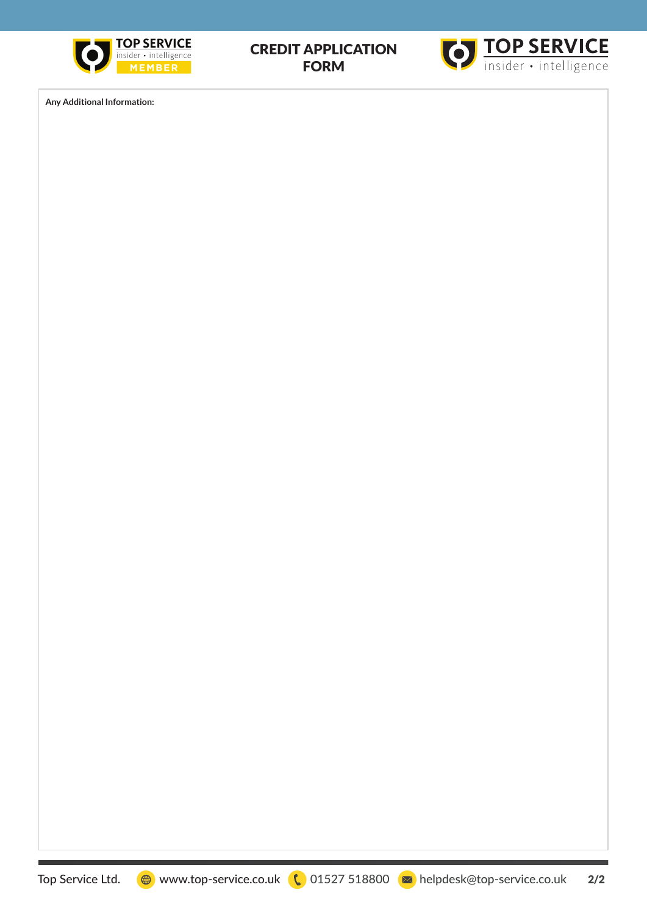# CREDIT APPLICATION FORM

**Any Additional Information:**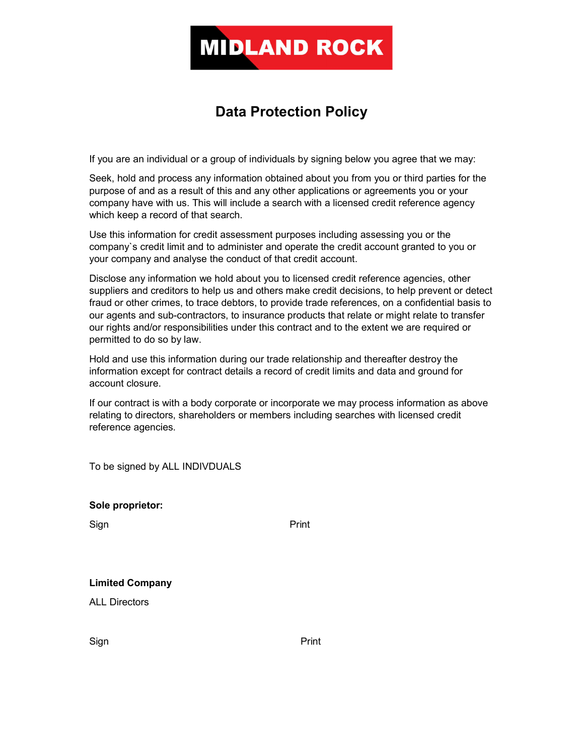MIDLAND ROCK

# Data Protection Policy

If you are an individual or a group of individuals by signing below you agree that we may:

Seek, hold and process any information obtained about you from you or third parties for the purpose of and as a result of this and any other applications or agreements you or your company have with us. This will include a search with a licensed credit reference agency which keep a record of that search.

Use this information for credit assessment purposes including assessing you or the company`s credit limit and to administer and operate the credit account granted to you or your company and analyse the conduct of that credit account.

Disclose any information we hold about you to licensed credit reference agencies, other suppliers and creditors to help us and others make credit decisions, to help prevent or detect fraud or other crimes, to trace debtors, to provide trade references, on a confidential basis to our agents and sub-contractors, to insurance products that relate or might relate to transfer our rights and/or responsibilities under this contract and to the extent we are required or permitted to do so by law.

Hold and use this information during our trade relationship and thereafter destroy the information except for contract details a record of credit limits and data and ground for account closure.

If our contract is with a body corporate or incorporate we may process information as above relating to directors, shareholders or members including searches with licensed credit reference agencies.

To be signed by ALL INDIVDUALS

**Sole proprietor:**

Sign Print

**Limited Company**

ALL Directors

Sign Print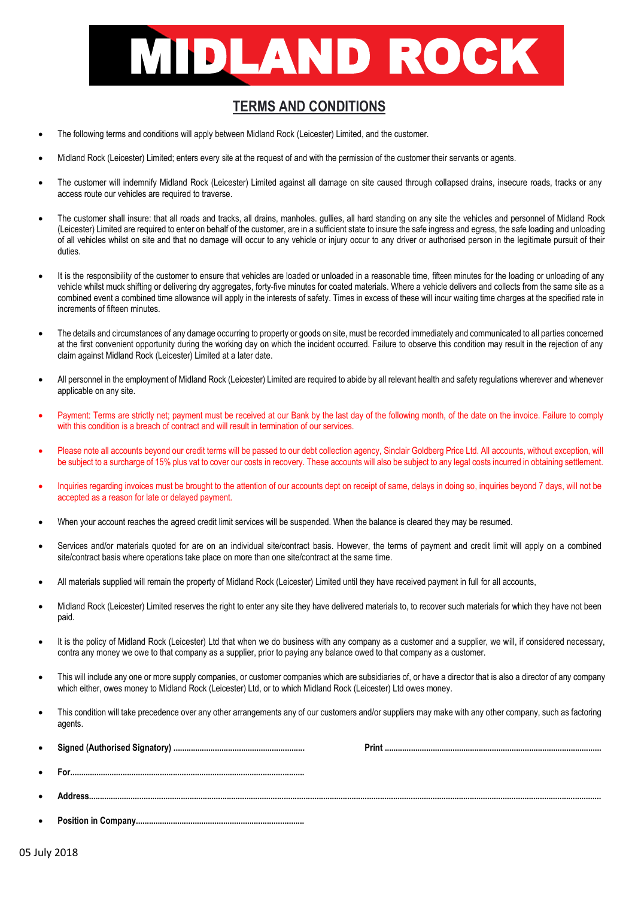# MIDLAND ROCK

## TERMS AND CONDITIONS

- The following terms and conditions will apply between Midland Rock (Leicester) Limited, and the customer.
- Midland Rock (Leicester) Limited; enters every site at the request of and with the permission of the customer their servants or agents.
- The customer will indemnify Midland Rock (Leicester) Limited against all damage on site caused through collapsed drains, insecure roads, tracks or any access route our vehicles are required to traverse.
- The customer shall insure: that all roads and tracks, all drains, manholes. gullies, all hard standing on any site the vehicles and personnel of Midland Rock (Leicester) Limited are required to enter on behalf of the customer, are in a sufficient state to insure the safe ingress and egress, the safe loading and unloading of all vehicles whilst on site and that no damage will occur to any vehicle or injury occur to any driver or authorised person in the legitimate pursuit of their duties.
- It is the responsibility of the customer to ensure that vehicles are loaded or unloaded in a reasonable time, fifteen minutes for the loading or unloading of any vehicle whilst muck shifting or delivering dry aggregates, forty-five minutes for coated materials. Where a vehicle delivers and collects from the same site as a combined event a combined time allowance will apply in the interests of safety. Times in excess of these will incur waiting time charges at the specified rate in increments of fifteen minutes.
- The details and circumstances of any damage occurring to property or goods on site, must be recorded immediately and communicated to all parties concerned at the first convenient opportunity during the working day on which the incident occurred. Failure to observe this condition may result in the rejection of any claim against Midland Rock (Leicester) Limited at a later date.
- All personnel in the employment of Midland Rock (Leicester) Limited are required to abide by all relevant health and safety regulations wherever and whenever applicable on any site.
- Payment: Terms are strictly net; payment must be received at our Bank by the last day of the following month, of the date on the invoice. Failure to comply with this condition is a breach of contract and will result in termination of our services.
- Please note all accounts beyond our credit terms will be passed to our debt collection agency, Sinclair Goldberg Price Ltd. All accounts, without exception, will be subject to a surcharge of 15% plus vat to cover our costs in recovery. These accounts will also be subject to any legal costs incurred in obtaining settlement.
- Inquiries regarding invoices must be brought to the attention of our accounts dept on receipt of same, delays in doing so, inquiries beyond 7 days, will not be accepted as a reason for late or delayed payment.
- When your account reaches the agreed credit limit services will be suspended. When the balance is cleared they may be resumed.
- Services and/or materials quoted for are on an individual site/contract basis. However, the terms of payment and credit limit will apply on a combined site/contract basis where operations take place on more than one site/contract at the same time.
- All materials supplied will remain the property of Midland Rock (Leicester) Limited until they have received payment in full for all accounts,
- Midland Rock (Leicester) Limited reserves the right to enter any site they have delivered materials to, to recover such materials for which they have not been paid.
- It is the policy of Midland Rock (Leicester) Ltd that when we do business with any company as a customer and a supplier, we will, if considered necessary, contra any money we owe to that company as a supplier, prior to paying any balance owed to that company as a customer.
- This will include any one or more supply companies, or customer companies which are subsidiaries of, or have a director that is also a director of any company which either, owes money to Midland Rock (Leicester) Ltd, or to which Midland Rock (Leicester) Ltd owes money.
- This condition will take precedence over any other arrangements any of our customers and/or suppliers may make with any other company, such as factoring agents.
- **Signed (Authorised Signatory) ............................................................** **Print ..................................................................................................**
- **For.........................................................................................................**
- **Address.....................................................................................................................................................................................................................**
- **Position in Company..............................................................................**

05 July 2018